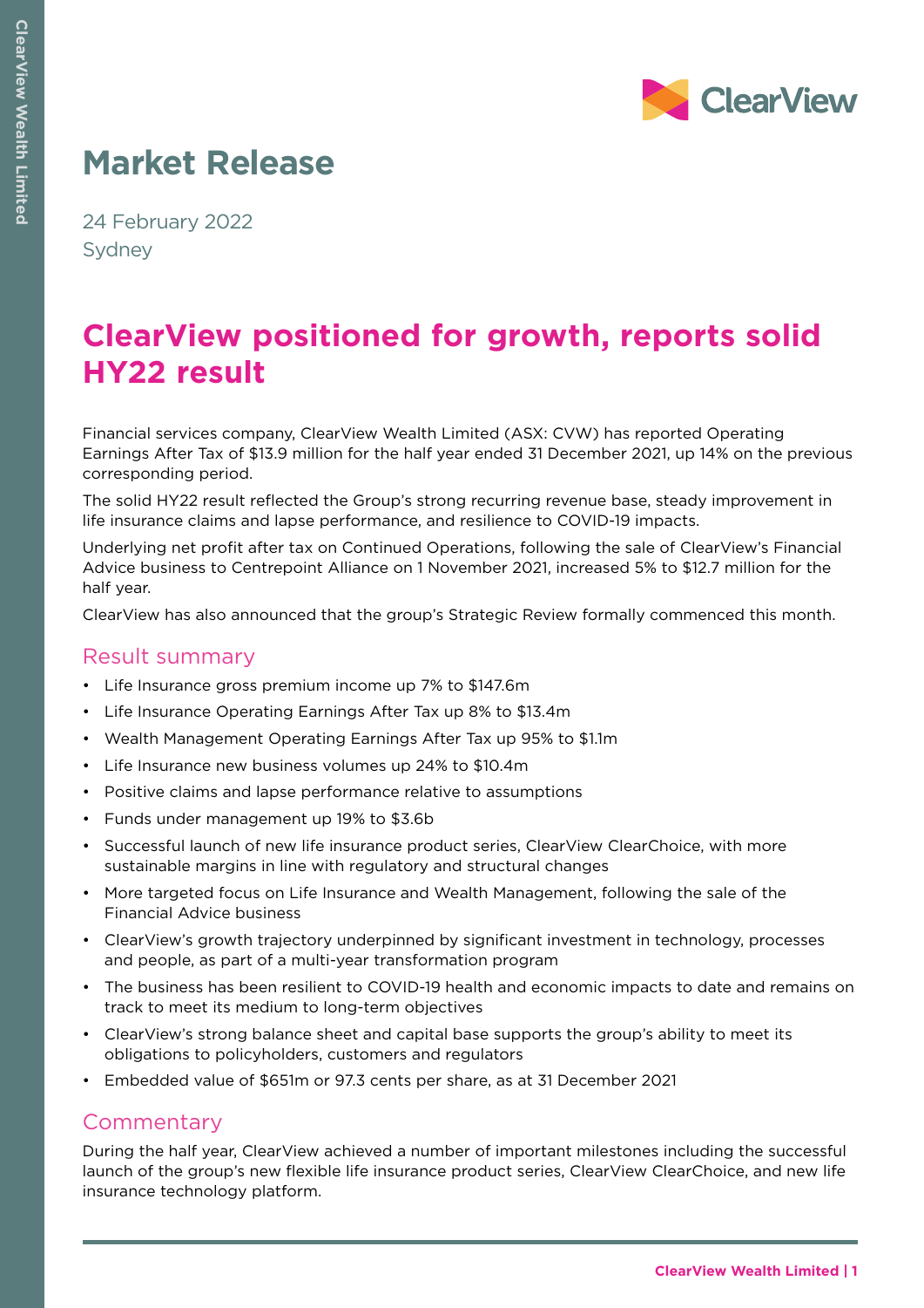# Market Release

24 February 2022
Sydney

## ClearView positioned for growth, reports solid HY22 result

Financial services company, ClearView Wealth Limited (ASX: CVW) has reported Operating Earnings After Tax of $13.9 million for the half year ended 31 December 2021, up 14% on the previous corresponding period.

The solid HY22 result reflected the Group's strong recurring revenue base, steady improvement in life insurance claims and lapse performance, and resilience to COVID-19 impacts.

Underlying net profit after tax on Continued Operations, following the sale of ClearView's Financial Advice business to Centrepoint Alliance on 1 November 2021, increased 5% to $12.7 million for the half year.

ClearView has also announced that the group's Strategic Review formally commenced this month.

### Result summary

- Life Insurance gross premium income up 7% to $147.6m
- Life Insurance Operating Earnings After Tax up 8% to $13.4m
- Wealth Management Operating Earnings After Tax up 95% to $1.1m
- Life Insurance new business volumes up 24% to $10.4m
- Positive claims and lapse performance relative to assumptions
- Funds under management up 19% to $3.6b
- Successful launch of new life insurance product series, ClearView ClearChoice, with more sustainable margins in line with regulatory and structural changes
- More targeted focus on Life Insurance and Wealth Management, following the sale of the Financial Advice business
- ClearView's growth trajectory underpinned by significant investment in technology, processes and people, as part of a multi-year transformation program
- The business has been resilient to COVID-19 health and economic impacts to date and remains on track to meet its medium to long-term objectives
- ClearView's strong balance sheet and capital base supports the group's ability to meet its obligations to policyholders, customers and regulators
- Embedded value of $651m or 97.3 cents per share, as at 31 December 2021

### Commentary

During the half year, ClearView achieved a number of important milestones including the successful launch of the group's new flexible life insurance product series, ClearView ClearChoice, and new life insurance technology platform.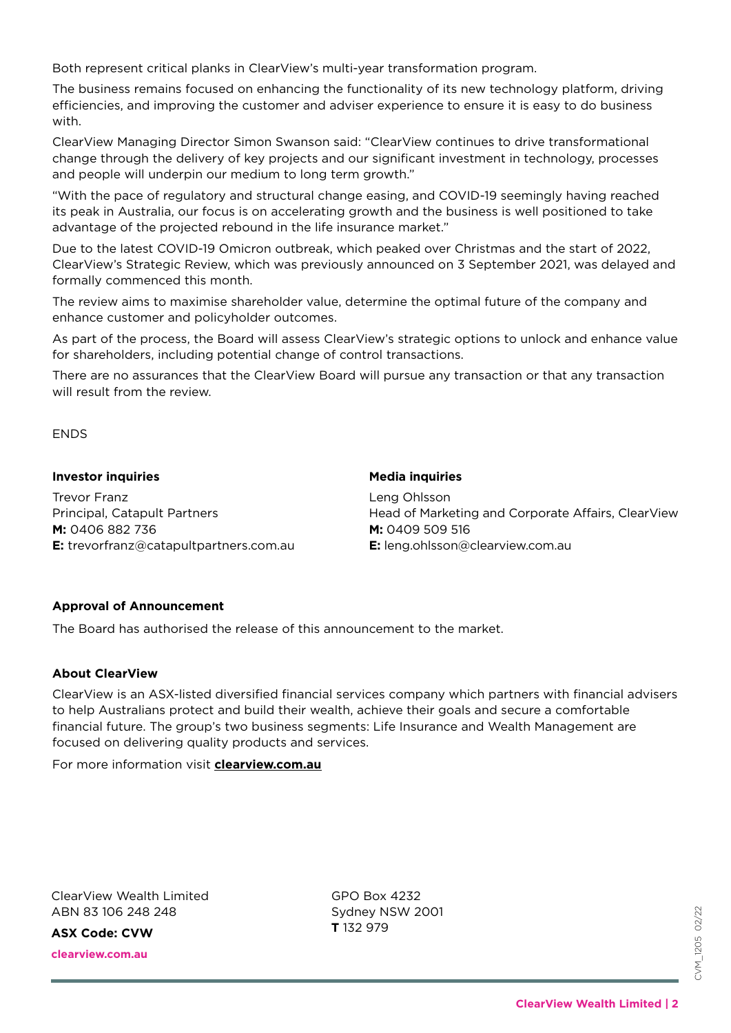Both represent critical planks in ClearView's multi-year transformation program.

The business remains focused on enhancing the functionality of its new technology platform, driving efficiencies, and improving the customer and adviser experience to ensure it is easy to do business with.

ClearView Managing Director Simon Swanson said: "ClearView continues to drive transformational change through the delivery of key projects and our significant investment in technology, processes and people will underpin our medium to long term growth."

"With the pace of regulatory and structural change easing, and COVID-19 seemingly having reached its peak in Australia, our focus is on accelerating growth and the business is well positioned to take advantage of the projected rebound in the life insurance market."

Due to the latest COVID-19 Omicron outbreak, which peaked over Christmas and the start of 2022, ClearView's Strategic Review, which was previously announced on 3 September 2021, was delayed and formally commenced this month.

The review aims to maximise shareholder value, determine the optimal future of the company and enhance customer and policyholder outcomes.

As part of the process, the Board will assess ClearView's strategic options to unlock and enhance value for shareholders, including potential change of control transactions.

There are no assurances that the ClearView Board will pursue any transaction or that any transaction will result from the review.

ENDS

**Investor inquiries**

Trevor Franz
Principal, Catapult Partners
**M:** 0406 882 736
**E:** trevorfranz@catapultpartners.com.au

**Media inquiries**

Leng Ohlsson
Head of Marketing and Corporate Affairs, ClearView
**M:** 0409 509 516
**E:** leng.ohlsson@clearview.com.au

**Approval of Announcement**

The Board has authorised the release of this announcement to the market.

**About ClearView**

ClearView is an ASX-listed diversified financial services company which partners with financial advisers to help Australians protect and build their wealth, achieve their goals and secure a comfortable financial future. The group's two business segments: Life Insurance and Wealth Management are focused on delivering quality products and services.

For more information visit **clearview.com.au**

ClearView Wealth Limited
ABN 83 106 248 248

**ASX Code: CVW**

**clearview.com.au**

GPO Box 4232
Sydney NSW 2001
**T** 132 979